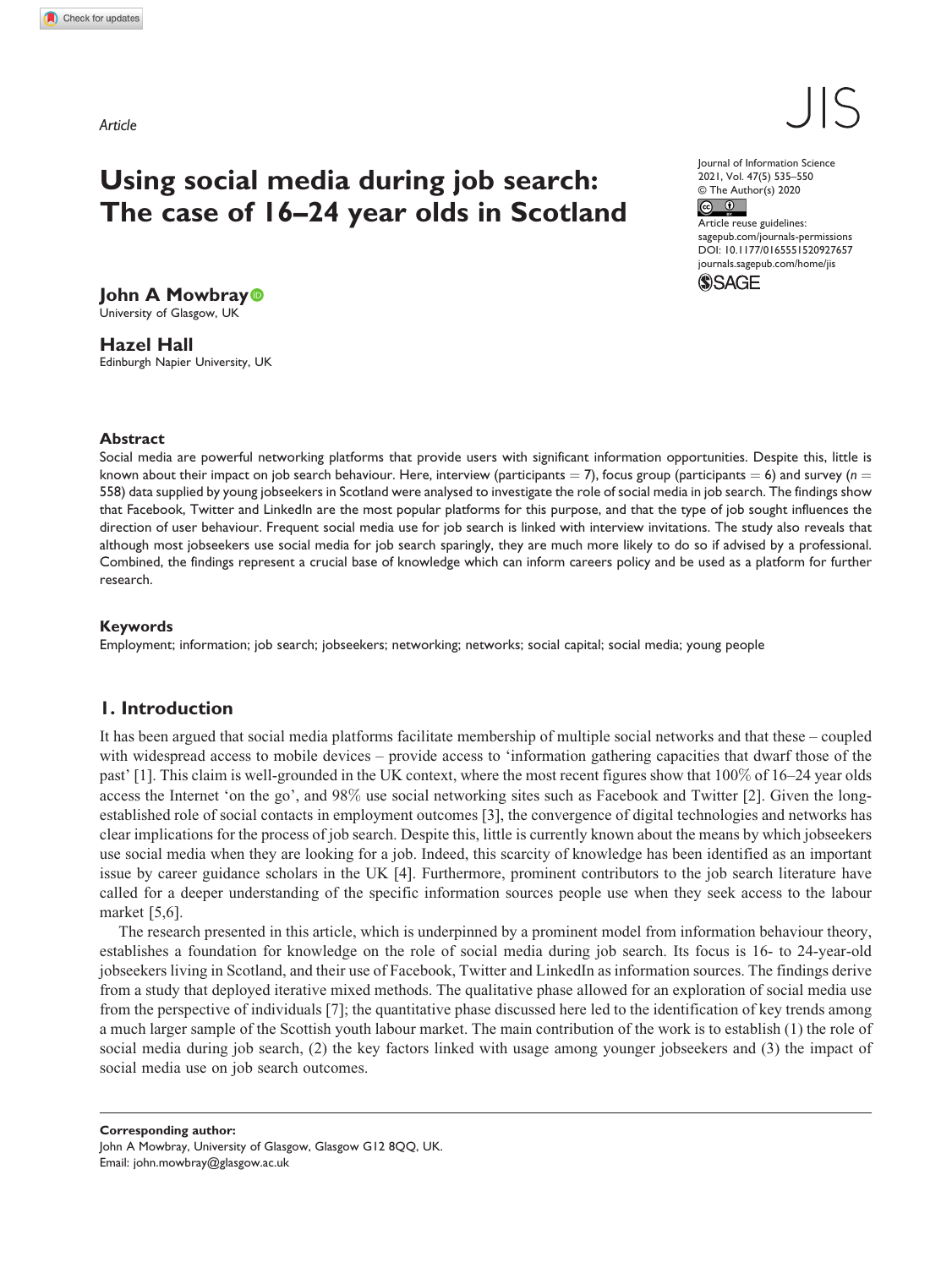*Article*

# Using social media during job search: The case of 16–24 year olds in Scotland

**John A Mowbray**
University of Glasgow, UK

**Hazel Hall**
Edinburgh Napier University, UK

Journal of Information Science
2021, Vol. 47(5) 535–550
© The Author(s) 2020
Article reuse guidelines:
sagepub.com/journals-permissions
DOI: 10.1177/0165551520927657
journals.sagepub.com/home/jis

### Abstract

Social media are powerful networking platforms that provide users with significant information opportunities. Despite this, little is known about their impact on job search behaviour. Here, interview (participants = 7), focus group (participants = 6) and survey ($n$ = 558) data supplied by young jobseekers in Scotland were analysed to investigate the role of social media in job search. The findings show that Facebook, Twitter and LinkedIn are the most popular platforms for this purpose, and that the type of job sought influences the direction of user behaviour. Frequent social media use for job search is linked with interview invitations. The study also reveals that although most jobseekers use social media for job search sparingly, they are much more likely to do so if advised by a professional. Combined, the findings represent a crucial base of knowledge which can inform careers policy and be used as a platform for further research.

### Keywords

Employment; information; job search; jobseekers; networking; networks; social capital; social media; young people

## 1. Introduction

It has been argued that social media platforms facilitate membership of multiple social networks and that these – coupled with widespread access to mobile devices – provide access to 'information gathering capacities that dwarf those of the past' [1]. This claim is well-grounded in the UK context, where the most recent figures show that 100% of 16–24 year olds access the Internet 'on the go', and 98% use social networking sites such as Facebook and Twitter [2]. Given the long-established role of social contacts in employment outcomes [3], the convergence of digital technologies and networks has clear implications for the process of job search. Despite this, little is currently known about the means by which jobseekers use social media when they are looking for a job. Indeed, this scarcity of knowledge has been identified as an important issue by career guidance scholars in the UK [4]. Furthermore, prominent contributors to the job search literature have called for a deeper understanding of the specific information sources people use when they seek access to the labour market [5,6].

The research presented in this article, which is underpinned by a prominent model from information behaviour theory, establishes a foundation for knowledge on the role of social media during job search. Its focus is 16- to 24-year-old jobseekers living in Scotland, and their use of Facebook, Twitter and LinkedIn as information sources. The findings derive from a study that deployed iterative mixed methods. The qualitative phase allowed for an exploration of social media use from the perspective of individuals [7]; the quantitative phase discussed here led to the identification of key trends among a much larger sample of the Scottish youth labour market. The main contribution of the work is to establish (1) the role of social media during job search, (2) the key factors linked with usage among younger jobseekers and (3) the impact of social media use on job search outcomes.

**Corresponding author:**
John A Mowbray, University of Glasgow, Glasgow G12 8QQ, UK.
Email: john.mowbray@glasgow.ac.uk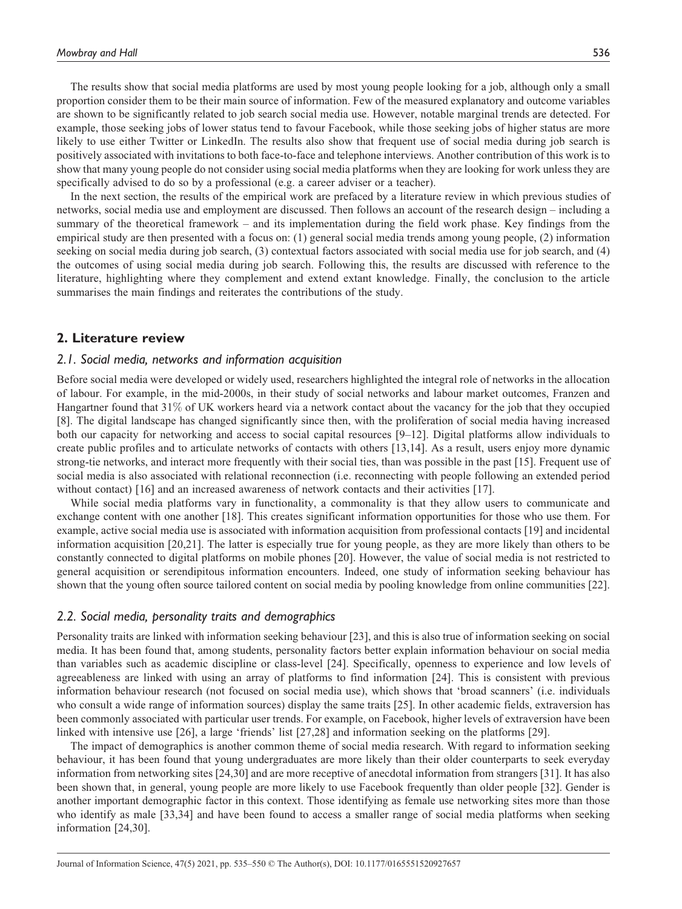The results show that social media platforms are used by most young people looking for a job, although only a small proportion consider them to be their main source of information. Few of the measured explanatory and outcome variables are shown to be significantly related to job search social media use. However, notable marginal trends are detected. For example, those seeking jobs of lower status tend to favour Facebook, while those seeking jobs of higher status are more likely to use either Twitter or LinkedIn. The results also show that frequent use of social media during job search is positively associated with invitations to both face-to-face and telephone interviews. Another contribution of this work is to show that many young people do not consider using social media platforms when they are looking for work unless they are specifically advised to do so by a professional (e.g. a career adviser or a teacher).

In the next section, the results of the empirical work are prefaced by a literature review in which previous studies of networks, social media use and employment are discussed. Then follows an account of the research design – including a summary of the theoretical framework – and its implementation during the field work phase. Key findings from the empirical study are then presented with a focus on: (1) general social media trends among young people, (2) information seeking on social media during job search, (3) contextual factors associated with social media use for job search, and (4) the outcomes of using social media during job search. Following this, the results are discussed with reference to the literature, highlighting where they complement and extend extant knowledge. Finally, the conclusion to the article summarises the main findings and reiterates the contributions of the study.

## 2. Literature review

### *2.1. Social media, networks and information acquisition*

Before social media were developed or widely used, researchers highlighted the integral role of networks in the allocation of labour. For example, in the mid-2000s, in their study of social networks and labour market outcomes, Franzen and Hangartner found that 31% of UK workers heard via a network contact about the vacancy for the job that they occupied [8]. The digital landscape has changed significantly since then, with the proliferation of social media having increased both our capacity for networking and access to social capital resources [9–12]. Digital platforms allow individuals to create public profiles and to articulate networks of contacts with others [13,14]. As a result, users enjoy more dynamic strong-tie networks, and interact more frequently with their social ties, than was possible in the past [15]. Frequent use of social media is also associated with relational reconnection (i.e. reconnecting with people following an extended period without contact) [16] and an increased awareness of network contacts and their activities [17].

While social media platforms vary in functionality, a commonality is that they allow users to communicate and exchange content with one another [18]. This creates significant information opportunities for those who use them. For example, active social media use is associated with information acquisition from professional contacts [19] and incidental information acquisition [20,21]. The latter is especially true for young people, as they are more likely than others to be constantly connected to digital platforms on mobile phones [20]. However, the value of social media is not restricted to general acquisition or serendipitous information encounters. Indeed, one study of information seeking behaviour has shown that the young often source tailored content on social media by pooling knowledge from online communities [22].

### *2.2. Social media, personality traits and demographics*

Personality traits are linked with information seeking behaviour [23], and this is also true of information seeking on social media. It has been found that, among students, personality factors better explain information behaviour on social media than variables such as academic discipline or class-level [24]. Specifically, openness to experience and low levels of agreeableness are linked with using an array of platforms to find information [24]. This is consistent with previous information behaviour research (not focused on social media use), which shows that 'broad scanners' (i.e. individuals who consult a wide range of information sources) display the same traits [25]. In other academic fields, extraversion has been commonly associated with particular user trends. For example, on Facebook, higher levels of extraversion have been linked with intensive use [26], a large 'friends' list [27,28] and information seeking on the platforms [29].

The impact of demographics is another common theme of social media research. With regard to information seeking behaviour, it has been found that young undergraduates are more likely than their older counterparts to seek everyday information from networking sites [24,30] and are more receptive of anecdotal information from strangers [31]. It has also been shown that, in general, young people are more likely to use Facebook frequently than older people [32]. Gender is another important demographic factor in this context. Those identifying as female use networking sites more than those who identify as male [33,34] and have been found to access a smaller range of social media platforms when seeking information [24,30].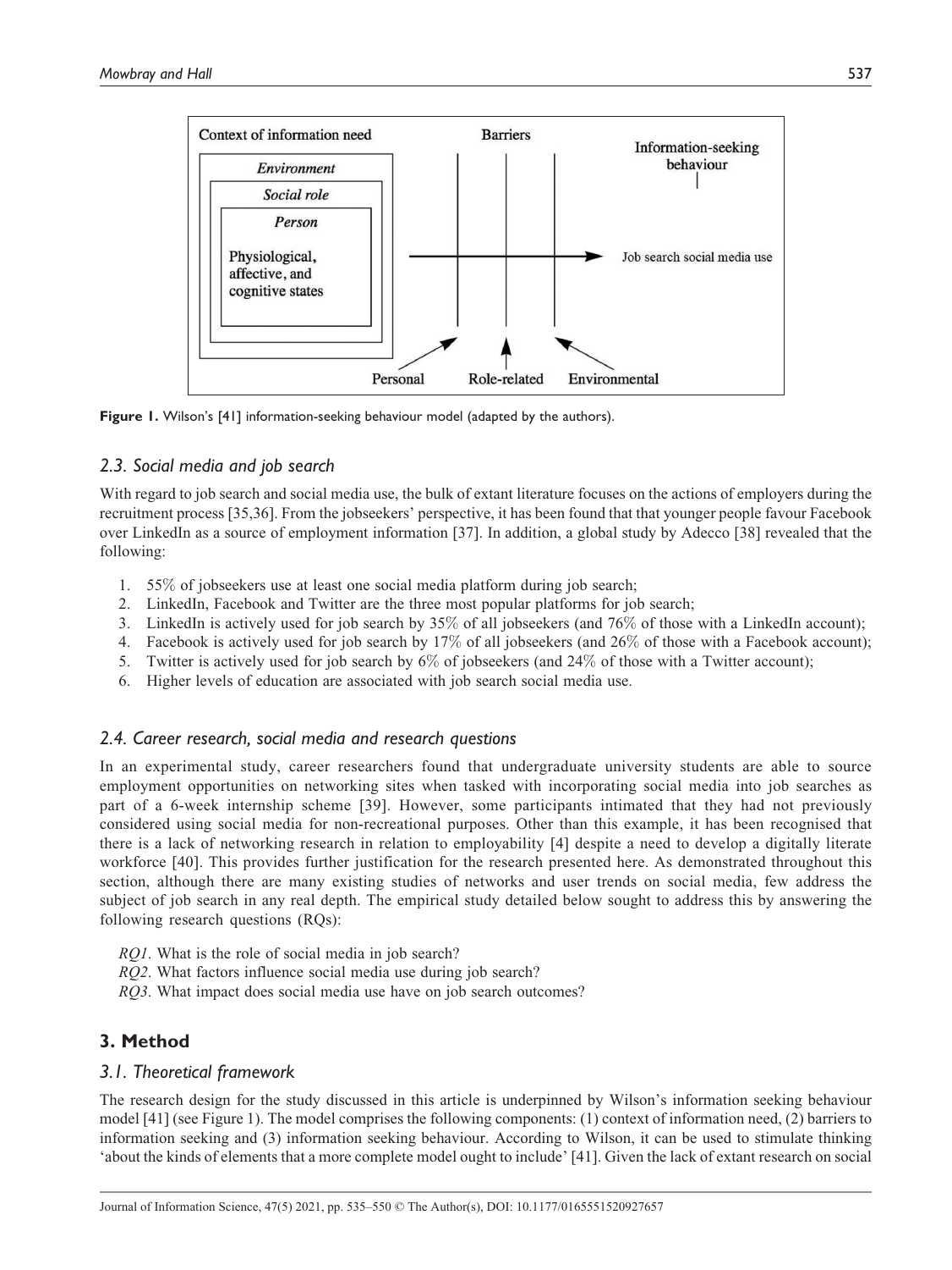Figure 1. Wilson's [41] information-seeking behaviour model (adapted by the authors).

### 2.3. Social media and job search

With regard to job search and social media use, the bulk of extant literature focuses on the actions of employers during the recruitment process [35,36]. From the jobseekers' perspective, it has been found that that younger people favour Facebook over LinkedIn as a source of employment information [37]. In addition, a global study by Adecco [38] revealed that the following:

1. 55% of jobseekers use at least one social media platform during job search;
2. LinkedIn, Facebook and Twitter are the three most popular platforms for job search;
3. LinkedIn is actively used for job search by 35% of all jobseekers (and 76% of those with a LinkedIn account);
4. Facebook is actively used for job search by 17% of all jobseekers (and 26% of those with a Facebook account);
5. Twitter is actively used for job search by 6% of jobseekers (and 24% of those with a Twitter account);
6. Higher levels of education are associated with job search social media use.

### 2.4. Career research, social media and research questions

In an experimental study, career researchers found that undergraduate university students are able to source employment opportunities on networking sites when tasked with incorporating social media into job searches as part of a 6-week internship scheme [39]. However, some participants intimated that they had not previously considered using social media for non-recreational purposes. Other than this example, it has been recognised that there is a lack of networking research in relation to employability [4] despite a need to develop a digitally literate workforce [40]. This provides further justification for the research presented here. As demonstrated throughout this section, although there are many existing studies of networks and user trends on social media, few address the subject of job search in any real depth. The empirical study detailed below sought to address this by answering the following research questions (RQs):

*RQ1*. What is the role of social media in job search?
*RQ2*. What factors influence social media use during job search?
*RQ3*. What impact does social media use have on job search outcomes?

## 3. Method

### 3.1. Theoretical framework

The research design for the study discussed in this article is underpinned by Wilson's information seeking behaviour model [41] (see Figure 1). The model comprises the following components: (1) context of information need, (2) barriers to information seeking and (3) information seeking behaviour. According to Wilson, it can be used to stimulate thinking 'about the kinds of elements that a more complete model ought to include' [41]. Given the lack of extant research on social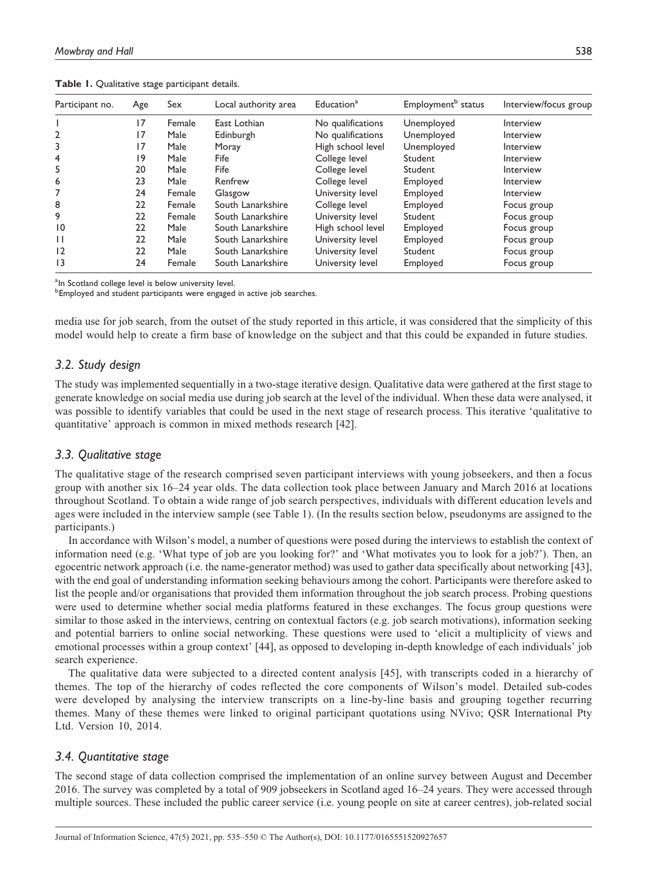**Table 1.** Qualitative stage participant details.

| Participant no. | Age | Sex | Local authority area | Education[a] | Employment[b] status | Interview/focus group |
|---|---|---|---|---|---|---|
| 1 | 17 | Female | East Lothian | No qualifications | Unemployed | Interview |
| 2 | 17 | Male | Edinburgh | No qualifications | Unemployed | Interview |
| 3 | 17 | Male | Moray | High school level | Unemployed | Interview |
| 4 | 19 | Male | Fife | College level | Student | Interview |
| 5 | 20 | Male | Fife | College level | Student | Interview |
| 6 | 23 | Male | Renfrew | College level | Employed | Interview |
| 7 | 24 | Female | Glasgow | University level | Employed | Interview |
| 8 | 22 | Female | South Lanarkshire | College level | Employed | Focus group |
| 9 | 22 | Female | South Lanarkshire | University level | Student | Focus group |
| 10 | 22 | Male | South Lanarkshire | High school level | Employed | Focus group |
| 11 | 22 | Male | South Lanarkshire | University level | Employed | Focus group |
| 12 | 22 | Male | South Lanarkshire | University level | Student | Focus group |
| 13 | 24 | Female | South Lanarkshire | University level | Employed | Focus group |

[a]In Scotland college level is below university level.
[b]Employed and student participants were engaged in active job searches.

media use for job search, from the outset of the study reported in this article, it was considered that the simplicity of this model would help to create a firm base of knowledge on the subject and that this could be expanded in future studies.

### *3.2. Study design*

The study was implemented sequentially in a two-stage iterative design. Qualitative data were gathered at the first stage to generate knowledge on social media use during job search at the level of the individual. When these data were analysed, it was possible to identify variables that could be used in the next stage of research process. This iterative 'qualitative to quantitative' approach is common in mixed methods research [42].

### *3.3. Qualitative stage*

The qualitative stage of the research comprised seven participant interviews with young jobseekers, and then a focus group with another six 16–24 year olds. The data collection took place between January and March 2016 at locations throughout Scotland. To obtain a wide range of job search perspectives, individuals with different education levels and ages were included in the interview sample (see Table 1). (In the results section below, pseudonyms are assigned to the participants.)

In accordance with Wilson's model, a number of questions were posed during the interviews to establish the context of information need (e.g. 'What type of job are you looking for?' and 'What motivates you to look for a job?'). Then, an egocentric network approach (i.e. the name-generator method) was used to gather data specifically about networking [43], with the end goal of understanding information seeking behaviours among the cohort. Participants were therefore asked to list the people and/or organisations that provided them information throughout the job search process. Probing questions were used to determine whether social media platforms featured in these exchanges. The focus group questions were similar to those asked in the interviews, centring on contextual factors (e.g. job search motivations), information seeking and potential barriers to online social networking. These questions were used to 'elicit a multiplicity of views and emotional processes within a group context' [44], as opposed to developing in-depth knowledge of each individuals' job search experience.

The qualitative data were subjected to a directed content analysis [45], with transcripts coded in a hierarchy of themes. The top of the hierarchy of codes reflected the core components of Wilson's model. Detailed sub-codes were developed by analysing the interview transcripts on a line-by-line basis and grouping together recurring themes. Many of these themes were linked to original participant quotations using NVivo; QSR International Pty Ltd. Version 10, 2014.

### *3.4. Quantitative stage*

The second stage of data collection comprised the implementation of an online survey between August and December 2016. The survey was completed by a total of 909 jobseekers in Scotland aged 16–24 years. They were accessed through multiple sources. These included the public career service (i.e. young people on site at career centres), job-related social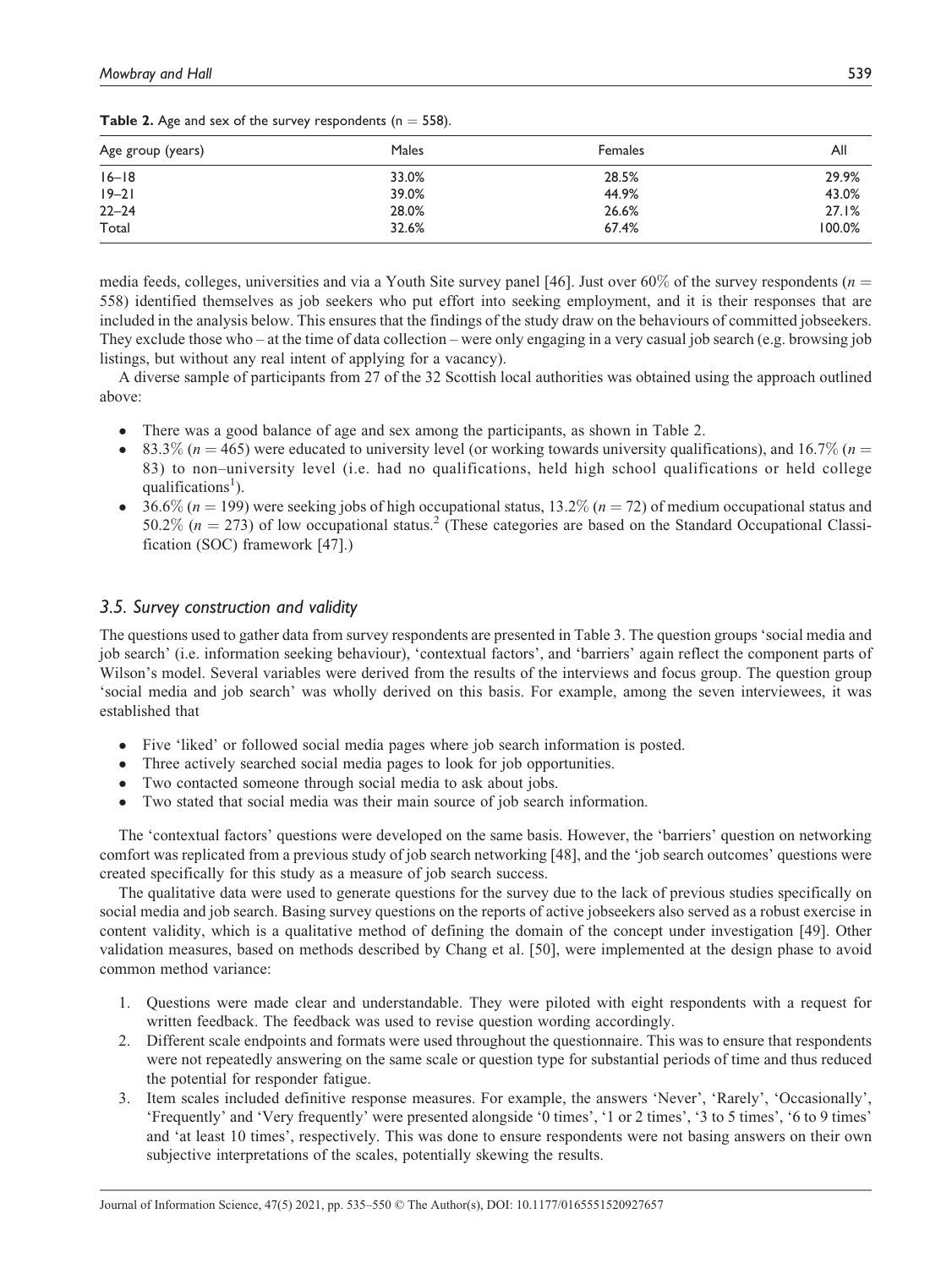**Table 2.** Age and sex of the survey respondents (n = 558).

| Age group (years) | Males | Females | All |
|---|---|---|---|
| 16–18 | 33.0% | 28.5% | 29.9% |
| 19–21 | 39.0% | 44.9% | 43.0% |
| 22–24 | 28.0% | 26.6% | 27.1% |
| Total | 32.6% | 67.4% | 100.0% |

media feeds, colleges, universities and via a Youth Site survey panel [46]. Just over 60% of the survey respondents ($n$ = 558) identified themselves as job seekers who put effort into seeking employment, and it is their responses that are included in the analysis below. This ensures that the findings of the study draw on the behaviours of committed jobseekers. They exclude those who – at the time of data collection – were only engaging in a very casual job search (e.g. browsing job listings, but without any real intent of applying for a vacancy).

A diverse sample of participants from 27 of the 32 Scottish local authorities was obtained using the approach outlined above:

- There was a good balance of age and sex among the participants, as shown in Table 2.
- 83.3% ($n$ = 465) were educated to university level (or working towards university qualifications), and 16.7% ($n$ = 83) to non–university level (i.e. had no qualifications, held high school qualifications or held college qualifications[1]).
- 36.6% ($n$ = 199) were seeking jobs of high occupational status, 13.2% ($n$ = 72) of medium occupational status and 50.2% ($n$ = 273) of low occupational status.[2] (These categories are based on the Standard Occupational Classification (SOC) framework [47].)

### 3.5. Survey construction and validity

The questions used to gather data from survey respondents are presented in Table 3. The question groups 'social media and job search' (i.e. information seeking behaviour), 'contextual factors', and 'barriers' again reflect the component parts of Wilson's model. Several variables were derived from the results of the interviews and focus group. The question group 'social media and job search' was wholly derived on this basis. For example, among the seven interviewees, it was established that

- Five 'liked' or followed social media pages where job search information is posted.
- Three actively searched social media pages to look for job opportunities.
- Two contacted someone through social media to ask about jobs.
- Two stated that social media was their main source of job search information.

The 'contextual factors' questions were developed on the same basis. However, the 'barriers' question on networking comfort was replicated from a previous study of job search networking [48], and the 'job search outcomes' questions were created specifically for this study as a measure of job search success.

The qualitative data were used to generate questions for the survey due to the lack of previous studies specifically on social media and job search. Basing survey questions on the reports of active jobseekers also served as a robust exercise in content validity, which is a qualitative method of defining the domain of the concept under investigation [49]. Other validation measures, based on methods described by Chang et al. [50], were implemented at the design phase to avoid common method variance:

1. Questions were made clear and understandable. They were piloted with eight respondents with a request for written feedback. The feedback was used to revise question wording accordingly.
2. Different scale endpoints and formats were used throughout the questionnaire. This was to ensure that respondents were not repeatedly answering on the same scale or question type for substantial periods of time and thus reduced the potential for responder fatigue.
3. Item scales included definitive response measures. For example, the answers 'Never', 'Rarely', 'Occasionally', 'Frequently' and 'Very frequently' were presented alongside '0 times', '1 or 2 times', '3 to 5 times', '6 to 9 times' and 'at least 10 times', respectively. This was done to ensure respondents were not basing answers on their own subjective interpretations of the scales, potentially skewing the results.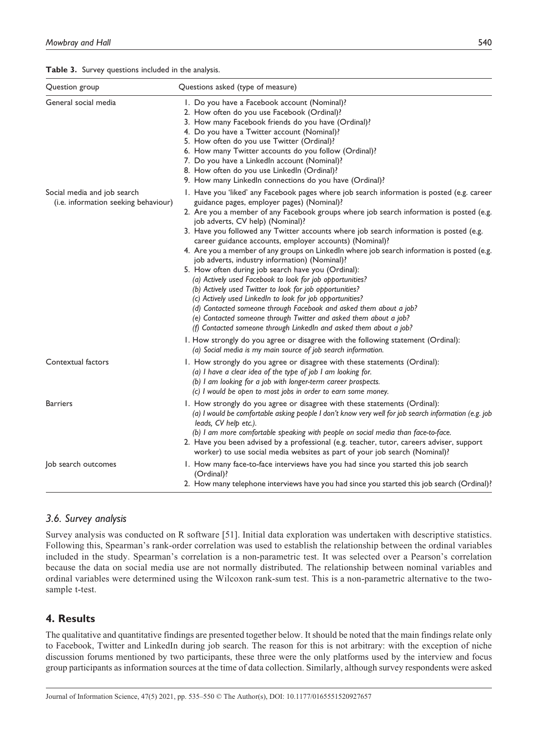**Table 3.** Survey questions included in the analysis.

| Question group | Questions asked (type of measure) |
|---|---|
| General social media | 1. Do you have a Facebook account (Nominal)?<br>2. How often do you use Facebook (Ordinal)?<br>3. How many Facebook friends do you have (Ordinal)?<br>4. Do you have a Twitter account (Nominal)?<br>5. How often do you use Twitter (Ordinal)?<br>6. How many Twitter accounts do you follow (Ordinal)?<br>7. Do you have a LinkedIn account (Nominal)?<br>8. How often do you use LinkedIn (Ordinal)?<br>9. How many LinkedIn connections do you have (Ordinal)? |
| Social media and job search (i.e. information seeking behaviour) | 1. Have you 'liked' any Facebook pages where job search information is posted (e.g. career guidance pages, employer pages) (Nominal)?<br>2. Are you a member of any Facebook groups where job search information is posted (e.g. job adverts, CV help) (Nominal)?<br>3. Have you followed any Twitter accounts where job search information is posted (e.g. career guidance accounts, employer accounts) (Nominal)?<br>4. Are you a member of any groups on LinkedIn where job search information is posted (e.g. job adverts, industry information) (Nominal)?<br>5. How often during job search have you (Ordinal):<br>*(a) Actively used Facebook to look for job opportunities?*<br>*(b) Actively used Twitter to look for job opportunities?*<br>*(c) Actively used LinkedIn to look for job opportunities?*<br>*(d) Contacted someone through Facebook and asked them about a job?*<br>*(e) Contacted someone through Twitter and asked them about a job?*<br>*(f) Contacted someone through LinkedIn and asked them about a job?*<br>1. How strongly do you agree or disagree with the following statement (Ordinal):<br>*(a) Social media is my main source of job search information.* |
| Contextual factors | 1. How strongly do you agree or disagree with these statements (Ordinal):<br>*(a) I have a clear idea of the type of job I am looking for.*<br>*(b) I am looking for a job with longer-term career prospects.*<br>*(c) I would be open to most jobs in order to earn some money.* |
| Barriers | 1. How strongly do you agree or disagree with these statements (Ordinal):<br>*(a) I would be comfortable asking people I don't know very well for job search information (e.g. job leads, CV help etc.).*<br>*(b) I am more comfortable speaking with people on social media than face-to-face.*<br>2. Have you been advised by a professional (e.g. teacher, tutor, careers adviser, support worker) to use social media websites as part of your job search (Nominal)? |
| Job search outcomes | 1. How many face-to-face interviews have you had since you started this job search (Ordinal)?<br>2. How many telephone interviews have you had since you started this job search (Ordinal)? |

### *3.6. Survey analysis*

Survey analysis was conducted on R software [51]. Initial data exploration was undertaken with descriptive statistics. Following this, Spearman's rank-order correlation was used to establish the relationship between the ordinal variables included in the study. Spearman's correlation is a non-parametric test. It was selected over a Pearson's correlation because the data on social media use are not normally distributed. The relationship between nominal variables and ordinal variables were determined using the Wilcoxon rank-sum test. This is a non-parametric alternative to the two-sample t-test.

## 4. Results

The qualitative and quantitative findings are presented together below. It should be noted that the main findings relate only to Facebook, Twitter and LinkedIn during job search. The reason for this is not arbitrary: with the exception of niche discussion forums mentioned by two participants, these three were the only platforms used by the interview and focus group participants as information sources at the time of data collection. Similarly, although survey respondents were asked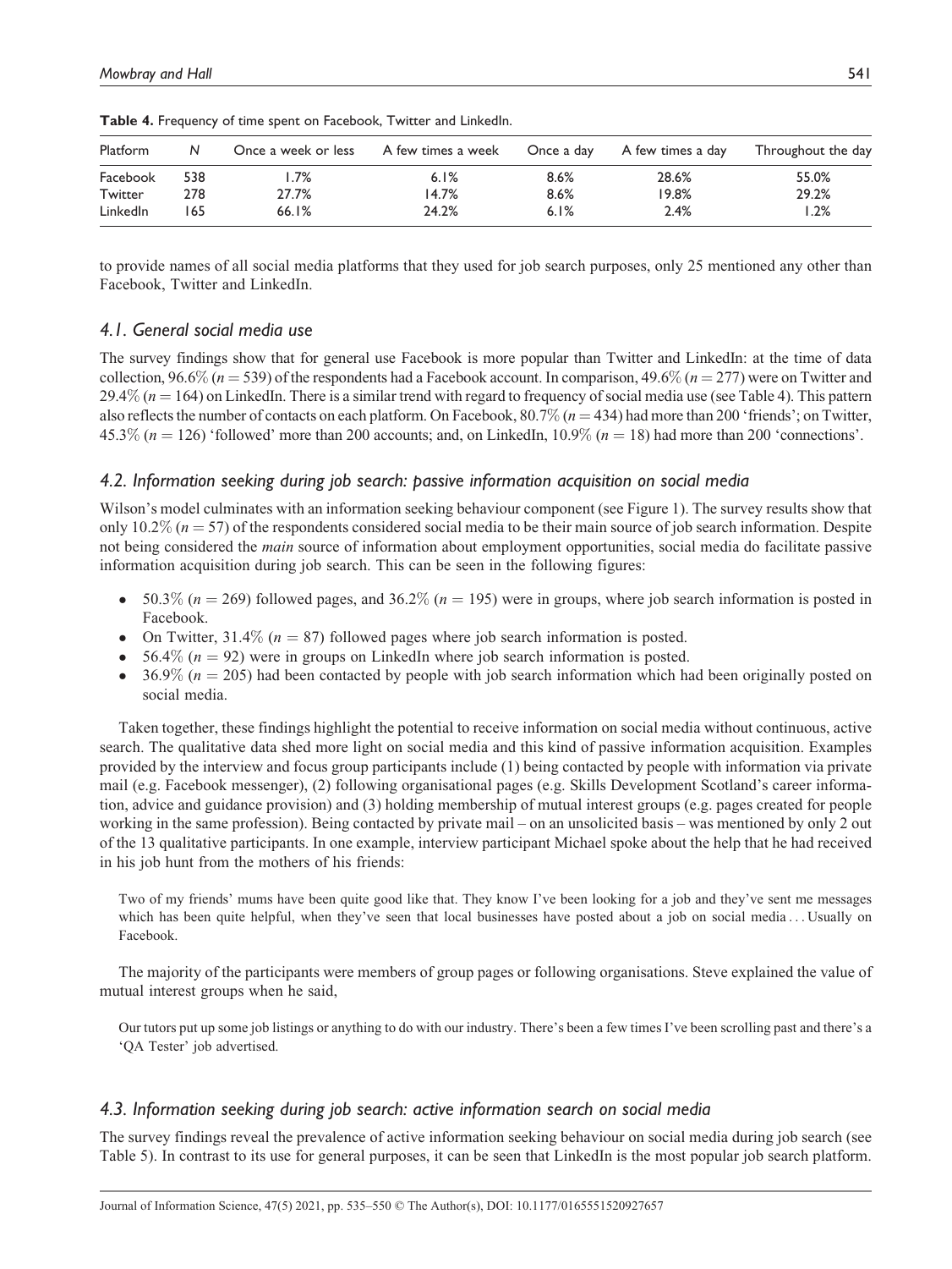**Table 4.** Frequency of time spent on Facebook, Twitter and LinkedIn.

| Platform | N | Once a week or less | A few times a week | Once a day | A few times a day | Throughout the day |
| --- | --- | --- | --- | --- | --- | --- |
| Facebook | 538 | 1.7% | 6.1% | 8.6% | 28.6% | 55.0% |
| Twitter | 278 | 27.7% | 14.7% | 8.6% | 19.8% | 29.2% |
| LinkedIn | 165 | 66.1% | 24.2% | 6.1% | 2.4% | 1.2% |

to provide names of all social media platforms that they used for job search purposes, only 25 mentioned any other than Facebook, Twitter and LinkedIn.

### 4.1. General social media use

The survey findings show that for general use Facebook is more popular than Twitter and LinkedIn: at the time of data collection, 96.6% ($n = 539$) of the respondents had a Facebook account. In comparison, 49.6% ($n = 277$) were on Twitter and 29.4% ($n = 164$) on LinkedIn. There is a similar trend with regard to frequency of social media use (see Table 4). This pattern also reflects the number of contacts on each platform. On Facebook, 80.7% ($n = 434$) had more than 200 'friends'; on Twitter, 45.3% ($n = 126$) 'followed' more than 200 accounts; and, on LinkedIn, 10.9% ($n = 18$) had more than 200 'connections'.

### 4.2. Information seeking during job search: passive information acquisition on social media

Wilson's model culminates with an information seeking behaviour component (see Figure 1). The survey results show that only 10.2% ($n = 57$) of the respondents considered social media to be their main source of job search information. Despite not being considered the *main* source of information about employment opportunities, social media do facilitate passive information acquisition during job search. This can be seen in the following figures:

- 50.3% ($n = 269$) followed pages, and 36.2% ($n = 195$) were in groups, where job search information is posted in Facebook.
- On Twitter, 31.4% ($n = 87$) followed pages where job search information is posted.
- 56.4% ($n = 92$) were in groups on LinkedIn where job search information is posted.
- 36.9% ($n = 205$) had been contacted by people with job search information which had been originally posted on social media.

Taken together, these findings highlight the potential to receive information on social media without continuous, active search. The qualitative data shed more light on social media and this kind of passive information acquisition. Examples provided by the interview and focus group participants include (1) being contacted by people with information via private mail (e.g. Facebook messenger), (2) following organisational pages (e.g. Skills Development Scotland's career information, advice and guidance provision) and (3) holding membership of mutual interest groups (e.g. pages created for people working in the same profession). Being contacted by private mail – on an unsolicited basis – was mentioned by only 2 out of the 13 qualitative participants. In one example, interview participant Michael spoke about the help that he had received in his job hunt from the mothers of his friends:

> Two of my friends' mums have been quite good like that. They know I've been looking for a job and they've sent me messages which has been quite helpful, when they've seen that local businesses have posted about a job on social media . . . Usually on Facebook.

The majority of the participants were members of group pages or following organisations. Steve explained the value of mutual interest groups when he said,

> Our tutors put up some job listings or anything to do with our industry. There's been a few times I've been scrolling past and there's a 'QA Tester' job advertised.

### 4.3. Information seeking during job search: active information search on social media

The survey findings reveal the prevalence of active information seeking behaviour on social media during job search (see Table 5). In contrast to its use for general purposes, it can be seen that LinkedIn is the most popular job search platform.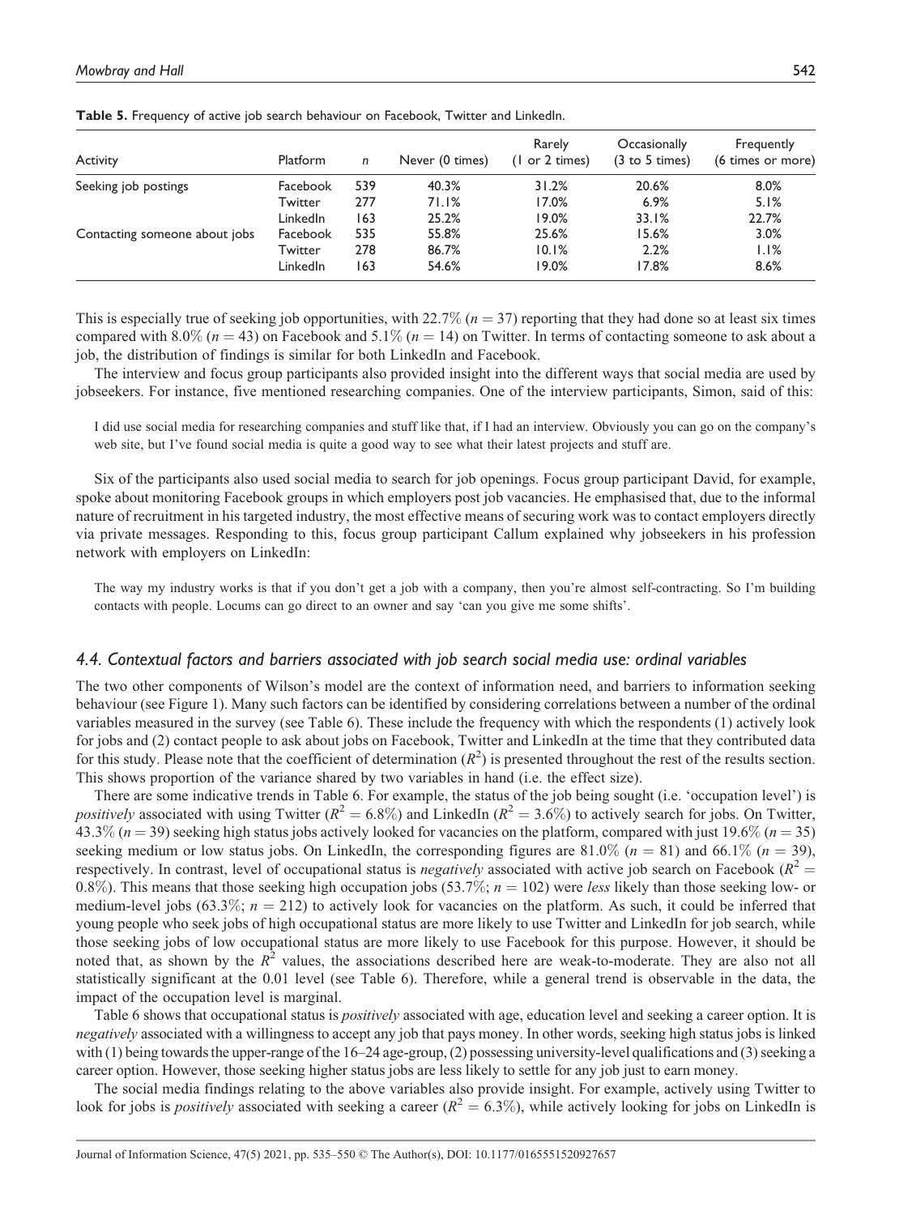**Table 5.** Frequency of active job search behaviour on Facebook, Twitter and LinkedIn.

| Activity | Platform | n | Never (0 times) | Rarely (1 or 2 times) | Occasionally (3 to 5 times) | Frequently (6 times or more) |
|---|---|---|---|---|---|---|
| Seeking job postings | Facebook | 539 | 40.3% | 31.2% | 20.6% | 8.0% |
| | Twitter | 277 | 71.1% | 17.0% | 6.9% | 5.1% |
| | LinkedIn | 163 | 25.2% | 19.0% | 33.1% | 22.7% |
| Contacting someone about jobs | Facebook | 535 | 55.8% | 25.6% | 15.6% | 3.0% |
| | Twitter | 278 | 86.7% | 10.1% | 2.2% | 1.1% |
| | LinkedIn | 163 | 54.6% | 19.0% | 17.8% | 8.6% |

This is especially true of seeking job opportunities, with 22.7% ($n = 37$) reporting that they had done so at least six times compared with 8.0% ($n = 43$) on Facebook and 5.1% ($n = 14$) on Twitter. In terms of contacting someone to ask about a job, the distribution of findings is similar for both LinkedIn and Facebook.

The interview and focus group participants also provided insight into the different ways that social media are used by jobseekers. For instance, five mentioned researching companies. One of the interview participants, Simon, said of this:

> I did use social media for researching companies and stuff like that, if I had an interview. Obviously you can go on the company's web site, but I've found social media is quite a good way to see what their latest projects and stuff are.

Six of the participants also used social media to search for job openings. Focus group participant David, for example, spoke about monitoring Facebook groups in which employers post job vacancies. He emphasised that, due to the informal nature of recruitment in his targeted industry, the most effective means of securing work was to contact employers directly via private messages. Responding to this, focus group participant Callum explained why jobseekers in his profession network with employers on LinkedIn:

> The way my industry works is that if you don't get a job with a company, then you're almost self-contracting. So I'm building contacts with people. Locums can go direct to an owner and say 'can you give me some shifts'.

### *4.4. Contextual factors and barriers associated with job search social media use: ordinal variables*

The two other components of Wilson's model are the context of information need, and barriers to information seeking behaviour (see Figure 1). Many such factors can be identified by considering correlations between a number of the ordinal variables measured in the survey (see Table 6). These include the frequency with which the respondents (1) actively look for jobs and (2) contact people to ask about jobs on Facebook, Twitter and LinkedIn at the time that they contributed data for this study. Please note that the coefficient of determination ($R^2$) is presented throughout the rest of the results section. This shows proportion of the variance shared by two variables in hand (i.e. the effect size).

There are some indicative trends in Table 6. For example, the status of the job being sought (i.e. 'occupation level') is *positively* associated with using Twitter ($R^2 = 6.8\%$) and LinkedIn ($R^2 = 3.6\%$) to actively search for jobs. On Twitter, 43.3% ($n = 39$) seeking high status jobs actively looked for vacancies on the platform, compared with just 19.6% ($n = 35$) seeking medium or low status jobs. On LinkedIn, the corresponding figures are 81.0% ($n = 81$) and 66.1% ($n = 39$), respectively. In contrast, level of occupational status is *negatively* associated with active job search on Facebook ($R^2 = 0.8\%$). This means that those seeking high occupation jobs (53.7%; $n = 102$) were *less* likely than those seeking low- or medium-level jobs (63.3%; $n = 212$) to actively look for vacancies on the platform. As such, it could be inferred that young people who seek jobs of high occupational status are more likely to use Twitter and LinkedIn for job search, while those seeking jobs of low occupational status are more likely to use Facebook for this purpose. However, it should be noted that, as shown by the $R^2$ values, the associations described here are weak-to-moderate. They are also not all statistically significant at the 0.01 level (see Table 6). Therefore, while a general trend is observable in the data, the impact of the occupation level is marginal.

Table 6 shows that occupational status is *positively* associated with age, education level and seeking a career option. It is *negatively* associated with a willingness to accept any job that pays money. In other words, seeking high status jobs is linked with (1) being towards the upper-range of the 16–24 age-group, (2) possessing university-level qualifications and (3) seeking a career option. However, those seeking higher status jobs are less likely to settle for any job just to earn money.

The social media findings relating to the above variables also provide insight. For example, actively using Twitter to look for jobs is *positively* associated with seeking a career ($R^2 = 6.3\%$), while actively looking for jobs on LinkedIn is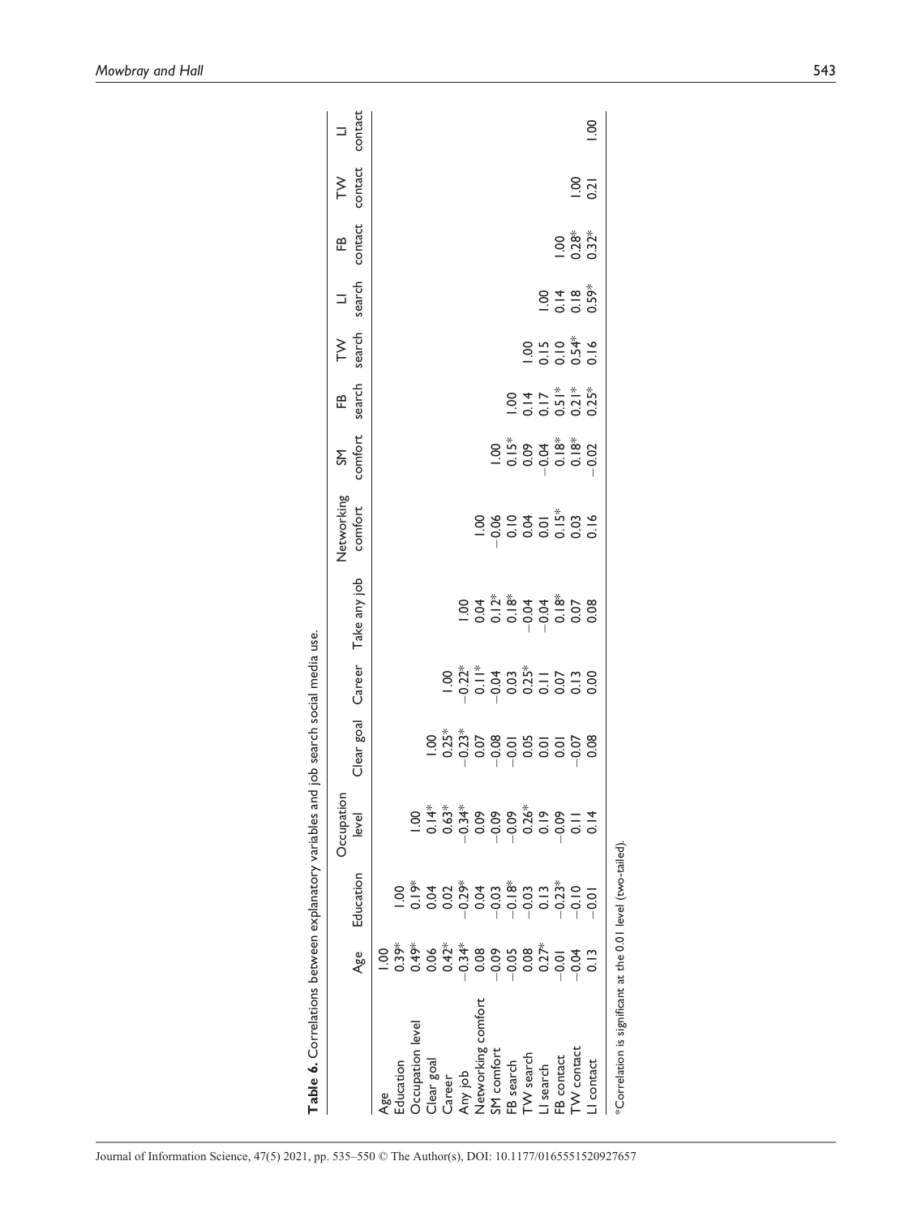**Table 6.** Correlations between explanatory variables and job search social media use.

| | Age | Education | Occupation level | Clear goal | Career | Take any job | Networking comfort | SM comfort | FB search | TW search | LI search | FB contact | TW contact | LI contact |
|---|---|---|---|---|---|---|---|---|---|---|---|---|---|---|
| Age | 1.00 | | | | | | | | | | | | | |
| Education | 0.39* | 1.00 | | | | | | | | | | | | |
| Occupation level | 0.49* | 0.19* | 1.00 | | | | | | | | | | | |
| Clear goal | 0.06 | 0.04 | 0.14* | 1.00 | | | | | | | | | | |
| Career | 0.42* | 0.02 | 0.63* | 0.25* | 1.00 | | | | | | | | | |
| Any job | −0.34* | −0.29* | −0.34* | −0.23* | −0.22* | 1.00 | | | | | | | | |
| Networking comfort | 0.08 | 0.04 | 0.09 | 0.07 | 0.11* | 0.04 | 1.00 | | | | | | | |
| SM comfort | −0.09 | −0.03 | −0.09 | −0.08 | −0.04 | 0.12* | −0.06 | 1.00 | | | | | | |
| FB search | −0.05 | −0.18* | −0.09 | −0.01 | 0.03 | 0.18* | 0.10 | 0.15* | 1.00 | | | | | |
| TW search | 0.08 | −0.03 | 0.26* | 0.05 | 0.25* | −0.04 | 0.04 | 0.09 | 0.14 | 1.00 | | | | |
| LI search | 0.27* | 0.13 | 0.19 | 0.01 | 0.11 | −0.04 | 0.01 | −0.04 | 0.17 | 0.15 | 1.00 | | | |
| FB contact | −0.01 | −0.23* | −0.09 | 0.01 | 0.07 | 0.18* | 0.15* | 0.18* | 0.51* | 0.10 | 0.14 | 1.00 | | |
| TW contact | −0.04 | −0.10 | 0.11 | −0.07 | 0.13 | 0.07 | 0.03 | 0.18* | 0.21* | 0.54* | 0.18 | 0.28* | 1.00 | |
| LI contact | 0.13 | −0.01 | 0.14 | 0.08 | 0.00 | 0.08 | 0.16 | −0.02 | 0.25* | 0.16 | 0.59* | 0.32* | 0.21 | 1.00 |

*Correlation is significant at the 0.01 level (two-tailed).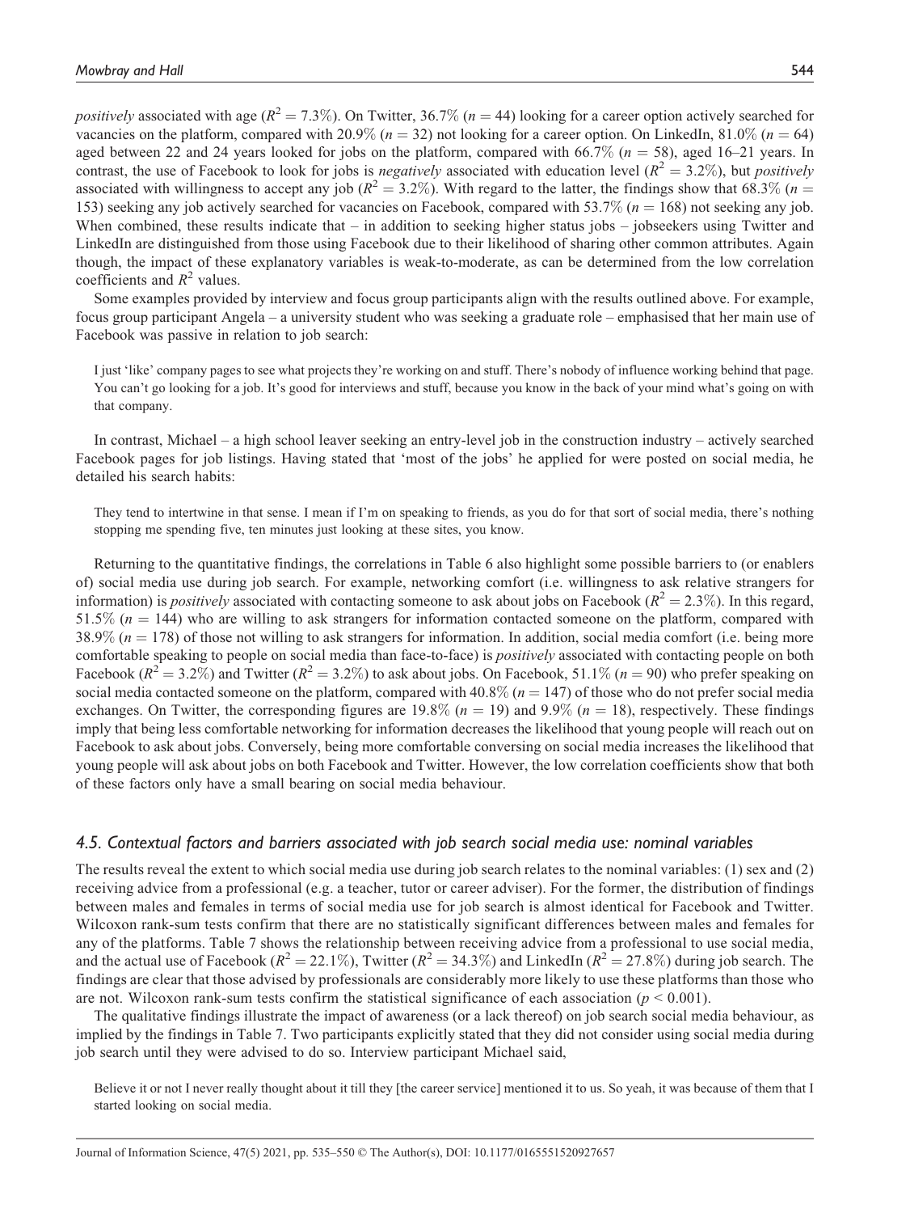*positively* associated with age ($R^2 = 7.3\%$). On Twitter, 36.7% ($n = 44$) looking for a career option actively searched for vacancies on the platform, compared with 20.9% ($n = 32$) not looking for a career option. On LinkedIn, 81.0% ($n = 64$) aged between 22 and 24 years looked for jobs on the platform, compared with 66.7% ($n = 58$), aged 16–21 years. In contrast, the use of Facebook to look for jobs is *negatively* associated with education level ($R^2 = 3.2\%$), but *positively* associated with willingness to accept any job ($R^2 = 3.2\%$). With regard to the latter, the findings show that 68.3% ($n = 153$) seeking any job actively searched for vacancies on Facebook, compared with 53.7% ($n = 168$) not seeking any job. When combined, these results indicate that – in addition to seeking higher status jobs – jobseekers using Twitter and LinkedIn are distinguished from those using Facebook due to their likelihood of sharing other common attributes. Again though, the impact of these explanatory variables is weak-to-moderate, as can be determined from the low correlation coefficients and $R^2$ values.

Some examples provided by interview and focus group participants align with the results outlined above. For example, focus group participant Angela – a university student who was seeking a graduate role – emphasised that her main use of Facebook was passive in relation to job search:

> I just 'like' company pages to see what projects they're working on and stuff. There's nobody of influence working behind that page. You can't go looking for a job. It's good for interviews and stuff, because you know in the back of your mind what's going on with that company.

In contrast, Michael – a high school leaver seeking an entry-level job in the construction industry – actively searched Facebook pages for job listings. Having stated that 'most of the jobs' he applied for were posted on social media, he detailed his search habits:

> They tend to intertwine in that sense. I mean if I'm on speaking to friends, as you do for that sort of social media, there's nothing stopping me spending five, ten minutes just looking at these sites, you know.

Returning to the quantitative findings, the correlations in Table 6 also highlight some possible barriers to (or enablers of) social media use during job search. For example, networking comfort (i.e. willingness to ask relative strangers for information) is *positively* associated with contacting someone to ask about jobs on Facebook ($R^2 = 2.3\%$). In this regard, 51.5% ($n = 144$) who are willing to ask strangers for information contacted someone on the platform, compared with 38.9% ($n = 178$) of those not willing to ask strangers for information. In addition, social media comfort (i.e. being more comfortable speaking to people on social media than face-to-face) is *positively* associated with contacting people on both Facebook ($R^2 = 3.2\%$) and Twitter ($R^2 = 3.2\%$) to ask about jobs. On Facebook, 51.1% ($n = 90$) who prefer speaking on social media contacted someone on the platform, compared with 40.8% ($n = 147$) of those who do not prefer social media exchanges. On Twitter, the corresponding figures are 19.8% ($n = 19$) and 9.9% ($n = 18$), respectively. These findings imply that being less comfortable networking for information decreases the likelihood that young people will reach out on Facebook to ask about jobs. Conversely, being more comfortable conversing on social media increases the likelihood that young people will ask about jobs on both Facebook and Twitter. However, the low correlation coefficients show that both of these factors only have a small bearing on social media behaviour.

### *4.5. Contextual factors and barriers associated with job search social media use: nominal variables*

The results reveal the extent to which social media use during job search relates to the nominal variables: (1) sex and (2) receiving advice from a professional (e.g. a teacher, tutor or career adviser). For the former, the distribution of findings between males and females in terms of social media use for job search is almost identical for Facebook and Twitter. Wilcoxon rank-sum tests confirm that there are no statistically significant differences between males and females for any of the platforms. Table 7 shows the relationship between receiving advice from a professional to use social media, and the actual use of Facebook ($R^2 = 22.1\%$), Twitter ($R^2 = 34.3\%$) and LinkedIn ($R^2 = 27.8\%$) during job search. The findings are clear that those advised by professionals are considerably more likely to use these platforms than those who are not. Wilcoxon rank-sum tests confirm the statistical significance of each association ($p < 0.001$).

The qualitative findings illustrate the impact of awareness (or a lack thereof) on job search social media behaviour, as implied by the findings in Table 7. Two participants explicitly stated that they did not consider using social media during job search until they were advised to do so. Interview participant Michael said,

> Believe it or not I never really thought about it till they [the career service] mentioned it to us. So yeah, it was because of them that I started looking on social media.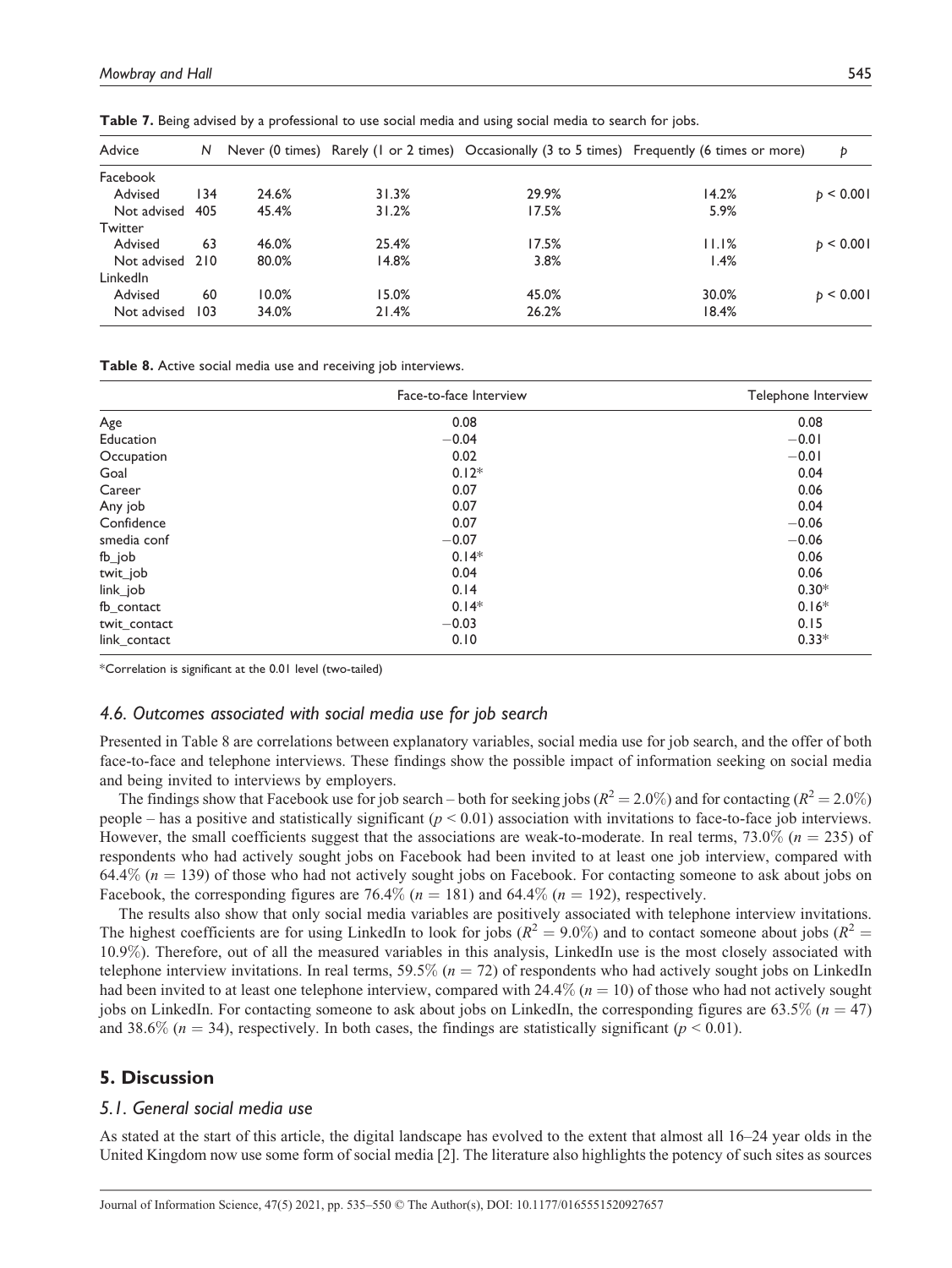**Table 7.** Being advised by a professional to use social media and using social media to search for jobs.

| Advice | N | Never (0 times) | Rarely (1 or 2 times) | Occasionally (3 to 5 times) | Frequently (6 times or more) | p |
|---|---|---|---|---|---|---|
| Facebook | | | | | | |
| Advised | 134 | 24.6% | 31.3% | 29.9% | 14.2% | $p < 0.001$ |
| Not advised | 405 | 45.4% | 31.2% | 17.5% | 5.9% | |
| Twitter | | | | | | |
| Advised | 63 | 46.0% | 25.4% | 17.5% | 11.1% | $p < 0.001$ |
| Not advised | 210 | 80.0% | 14.8% | 3.8% | 1.4% | |
| LinkedIn | | | | | | |
| Advised | 60 | 10.0% | 15.0% | 45.0% | 30.0% | $p < 0.001$ |
| Not advised | 103 | 34.0% | 21.4% | 26.2% | 18.4% | |

**Table 8.** Active social media use and receiving job interviews.

| | Face-to-face Interview | Telephone Interview |
|---|---|---|
| Age | 0.08 | 0.08 |
| Education | −0.04 | −0.01 |
| Occupation | 0.02 | −0.01 |
| Goal | 0.12* | 0.04 |
| Career | 0.07 | 0.06 |
| Any job | 0.07 | 0.04 |
| Confidence | 0.07 | −0.06 |
| smedia conf | −0.07 | −0.06 |
| fb_job | 0.14* | 0.06 |
| twit_job | 0.04 | 0.06 |
| link_job | 0.14 | 0.30* |
| fb_contact | 0.14* | 0.16* |
| twit_contact | −0.03 | 0.15 |
| link_contact | 0.10 | 0.33* |

*Correlation is significant at the 0.01 level (two-tailed)

### 4.6. Outcomes associated with social media use for job search

Presented in Table 8 are correlations between explanatory variables, social media use for job search, and the offer of both face-to-face and telephone interviews. These findings show the possible impact of information seeking on social media and being invited to interviews by employers.

The findings show that Facebook use for job search – both for seeking jobs ($R^2 = 2.0\%$) and for contacting ($R^2 = 2.0\%$) people – has a positive and statistically significant ($p < 0.01$) association with invitations to face-to-face job interviews. However, the small coefficients suggest that the associations are weak-to-moderate. In real terms, 73.0% ($n = 235$) of respondents who had actively sought jobs on Facebook had been invited to at least one job interview, compared with 64.4% ($n = 139$) of those who had not actively sought jobs on Facebook. For contacting someone to ask about jobs on Facebook, the corresponding figures are 76.4% ($n = 181$) and 64.4% ($n = 192$), respectively.

The results also show that only social media variables are positively associated with telephone interview invitations. The highest coefficients are for using LinkedIn to look for jobs ($R^2 = 9.0\%$) and to contact someone about jobs ($R^2 = 10.9\%$). Therefore, out of all the measured variables in this analysis, LinkedIn use is the most closely associated with telephone interview invitations. In real terms, 59.5% ($n = 72$) of respondents who had actively sought jobs on LinkedIn had been invited to at least one telephone interview, compared with 24.4% ($n = 10$) of those who had not actively sought jobs on LinkedIn. For contacting someone to ask about jobs on LinkedIn, the corresponding figures are 63.5% ($n = 47$) and 38.6% ($n = 34$), respectively. In both cases, the findings are statistically significant ($p < 0.01$).

## 5. Discussion

### 5.1. General social media use

As stated at the start of this article, the digital landscape has evolved to the extent that almost all 16–24 year olds in the United Kingdom now use some form of social media [2]. The literature also highlights the potency of such sites as sources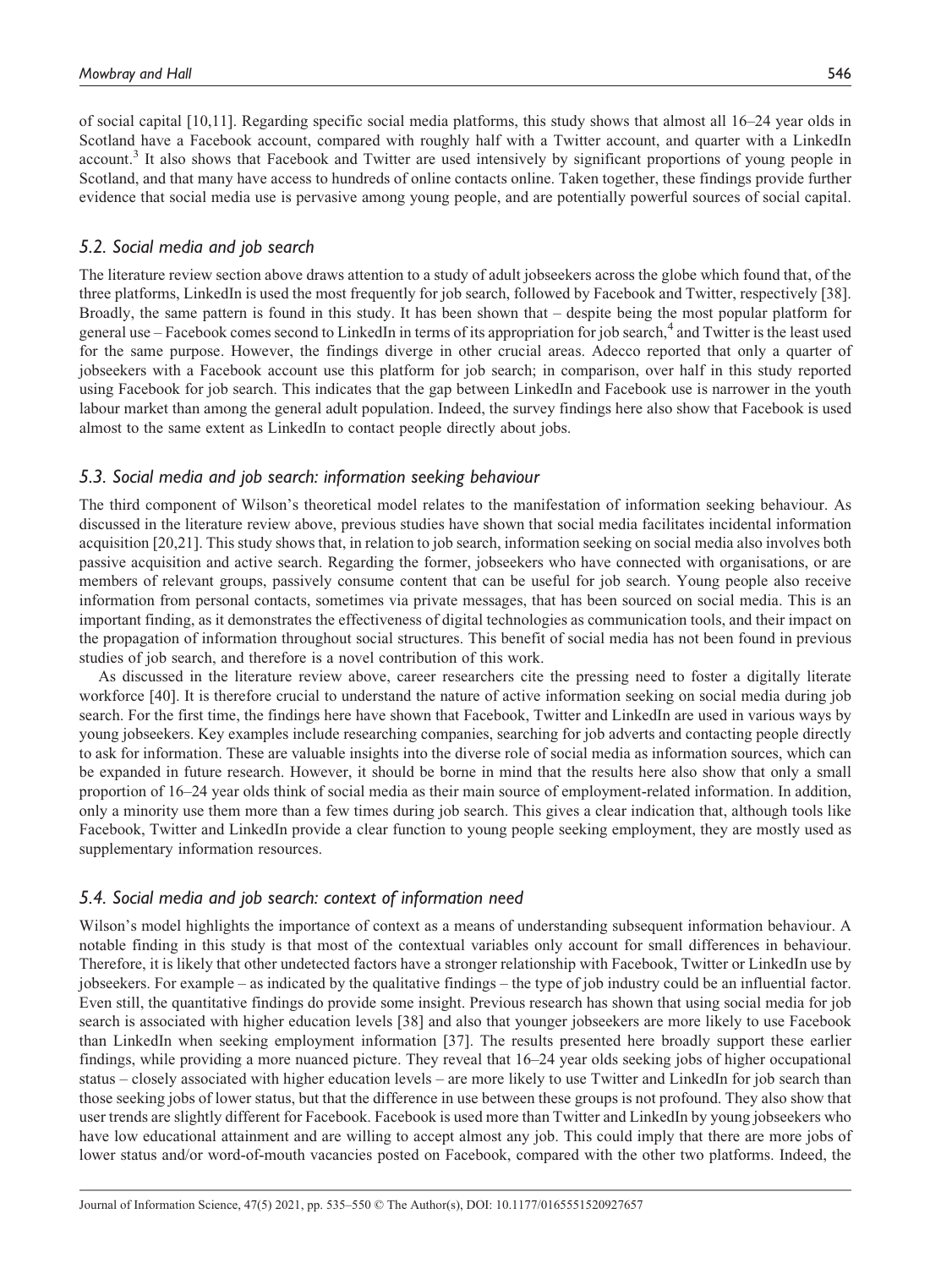of social capital [10,11]. Regarding specific social media platforms, this study shows that almost all 16–24 year olds in Scotland have a Facebook account, compared with roughly half with a Twitter account, and quarter with a LinkedIn account.[3] It also shows that Facebook and Twitter are used intensively by significant proportions of young people in Scotland, and that many have access to hundreds of online contacts online. Taken together, these findings provide further evidence that social media use is pervasive among young people, and are potentially powerful sources of social capital.

### *5.2. Social media and job search*

The literature review section above draws attention to a study of adult jobseekers across the globe which found that, of the three platforms, LinkedIn is used the most frequently for job search, followed by Facebook and Twitter, respectively [38]. Broadly, the same pattern is found in this study. It has been shown that – despite being the most popular platform for general use – Facebook comes second to LinkedIn in terms of its appropriation for job search,[4] and Twitter is the least used for the same purpose. However, the findings diverge in other crucial areas. Adecco reported that only a quarter of jobseekers with a Facebook account use this platform for job search; in comparison, over half in this study reported using Facebook for job search. This indicates that the gap between LinkedIn and Facebook use is narrower in the youth labour market than among the general adult population. Indeed, the survey findings here also show that Facebook is used almost to the same extent as LinkedIn to contact people directly about jobs.

### *5.3. Social media and job search: information seeking behaviour*

The third component of Wilson's theoretical model relates to the manifestation of information seeking behaviour. As discussed in the literature review above, previous studies have shown that social media facilitates incidental information acquisition [20,21]. This study shows that, in relation to job search, information seeking on social media also involves both passive acquisition and active search. Regarding the former, jobseekers who have connected with organisations, or are members of relevant groups, passively consume content that can be useful for job search. Young people also receive information from personal contacts, sometimes via private messages, that has been sourced on social media. This is an important finding, as it demonstrates the effectiveness of digital technologies as communication tools, and their impact on the propagation of information throughout social structures. This benefit of social media has not been found in previous studies of job search, and therefore is a novel contribution of this work.

As discussed in the literature review above, career researchers cite the pressing need to foster a digitally literate workforce [40]. It is therefore crucial to understand the nature of active information seeking on social media during job search. For the first time, the findings here have shown that Facebook, Twitter and LinkedIn are used in various ways by young jobseekers. Key examples include researching companies, searching for job adverts and contacting people directly to ask for information. These are valuable insights into the diverse role of social media as information sources, which can be expanded in future research. However, it should be borne in mind that the results here also show that only a small proportion of 16–24 year olds think of social media as their main source of employment-related information. In addition, only a minority use them more than a few times during job search. This gives a clear indication that, although tools like Facebook, Twitter and LinkedIn provide a clear function to young people seeking employment, they are mostly used as supplementary information resources.

### *5.4. Social media and job search: context of information need*

Wilson's model highlights the importance of context as a means of understanding subsequent information behaviour. A notable finding in this study is that most of the contextual variables only account for small differences in behaviour. Therefore, it is likely that other undetected factors have a stronger relationship with Facebook, Twitter or LinkedIn use by jobseekers. For example – as indicated by the qualitative findings – the type of job industry could be an influential factor. Even still, the quantitative findings do provide some insight. Previous research has shown that using social media for job search is associated with higher education levels [38] and also that younger jobseekers are more likely to use Facebook than LinkedIn when seeking employment information [37]. The results presented here broadly support these earlier findings, while providing a more nuanced picture. They reveal that 16–24 year olds seeking jobs of higher occupational status – closely associated with higher education levels – are more likely to use Twitter and LinkedIn for job search than those seeking jobs of lower status, but that the difference in use between these groups is not profound. They also show that user trends are slightly different for Facebook. Facebook is used more than Twitter and LinkedIn by young jobseekers who have low educational attainment and are willing to accept almost any job. This could imply that there are more jobs of lower status and/or word-of-mouth vacancies posted on Facebook, compared with the other two platforms. Indeed, the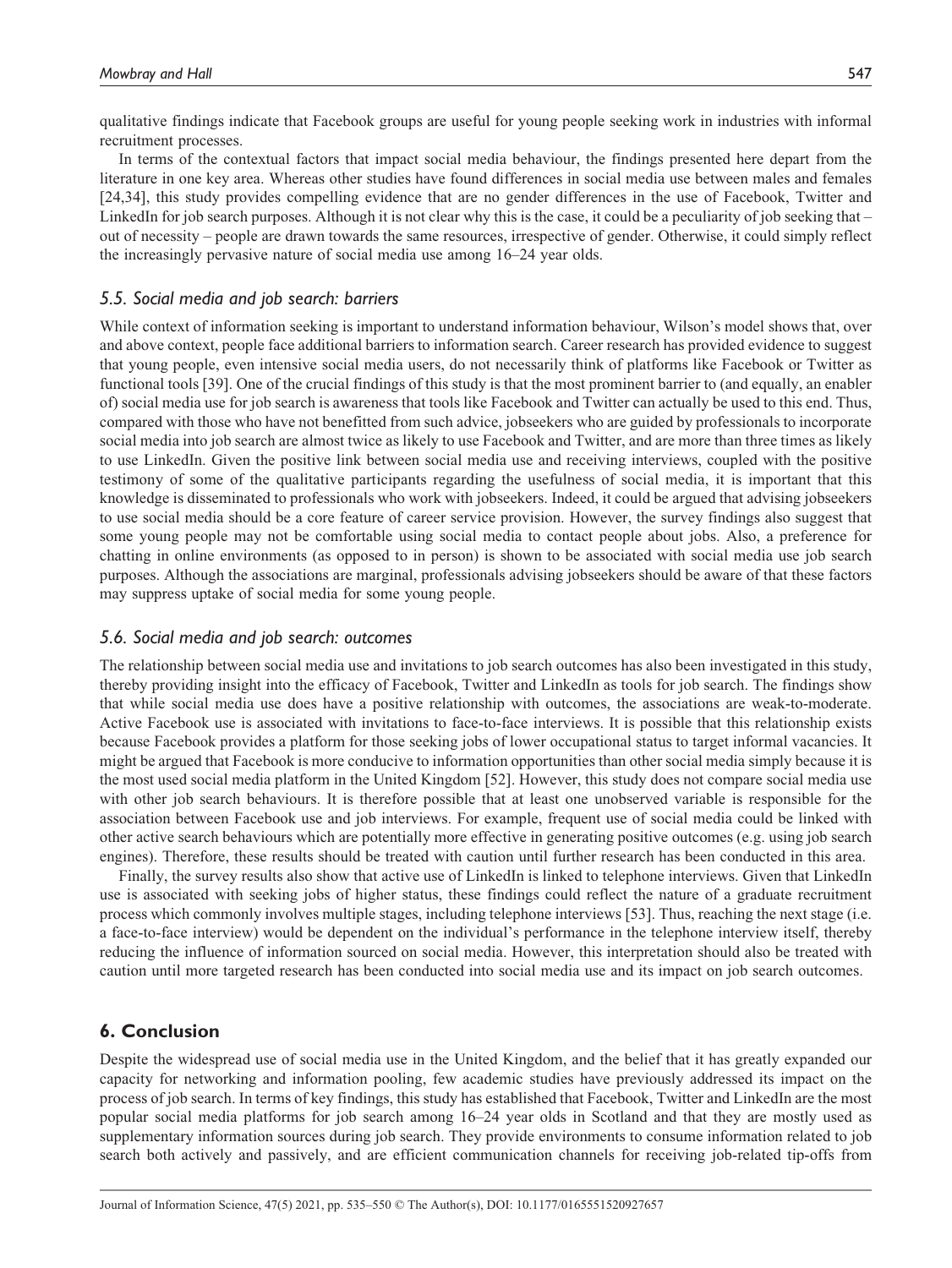qualitative findings indicate that Facebook groups are useful for young people seeking work in industries with informal recruitment processes.

In terms of the contextual factors that impact social media behaviour, the findings presented here depart from the literature in one key area. Whereas other studies have found differences in social media use between males and females [24,34], this study provides compelling evidence that are no gender differences in the use of Facebook, Twitter and LinkedIn for job search purposes. Although it is not clear why this is the case, it could be a peculiarity of job seeking that – out of necessity – people are drawn towards the same resources, irrespective of gender. Otherwise, it could simply reflect the increasingly pervasive nature of social media use among 16–24 year olds.

### *5.5. Social media and job search: barriers*

While context of information seeking is important to understand information behaviour, Wilson's model shows that, over and above context, people face additional barriers to information search. Career research has provided evidence to suggest that young people, even intensive social media users, do not necessarily think of platforms like Facebook or Twitter as functional tools [39]. One of the crucial findings of this study is that the most prominent barrier to (and equally, an enabler of) social media use for job search is awareness that tools like Facebook and Twitter can actually be used to this end. Thus, compared with those who have not benefitted from such advice, jobseekers who are guided by professionals to incorporate social media into job search are almost twice as likely to use Facebook and Twitter, and are more than three times as likely to use LinkedIn. Given the positive link between social media use and receiving interviews, coupled with the positive testimony of some of the qualitative participants regarding the usefulness of social media, it is important that this knowledge is disseminated to professionals who work with jobseekers. Indeed, it could be argued that advising jobseekers to use social media should be a core feature of career service provision. However, the survey findings also suggest that some young people may not be comfortable using social media to contact people about jobs. Also, a preference for chatting in online environments (as opposed to in person) is shown to be associated with social media use job search purposes. Although the associations are marginal, professionals advising jobseekers should be aware of that these factors may suppress uptake of social media for some young people.

### *5.6. Social media and job search: outcomes*

The relationship between social media use and invitations to job search outcomes has also been investigated in this study, thereby providing insight into the efficacy of Facebook, Twitter and LinkedIn as tools for job search. The findings show that while social media use does have a positive relationship with outcomes, the associations are weak-to-moderate. Active Facebook use is associated with invitations to face-to-face interviews. It is possible that this relationship exists because Facebook provides a platform for those seeking jobs of lower occupational status to target informal vacancies. It might be argued that Facebook is more conducive to information opportunities than other social media simply because it is the most used social media platform in the United Kingdom [52]. However, this study does not compare social media use with other job search behaviours. It is therefore possible that at least one unobserved variable is responsible for the association between Facebook use and job interviews. For example, frequent use of social media could be linked with other active search behaviours which are potentially more effective in generating positive outcomes (e.g. using job search engines). Therefore, these results should be treated with caution until further research has been conducted in this area.

Finally, the survey results also show that active use of LinkedIn is linked to telephone interviews. Given that LinkedIn use is associated with seeking jobs of higher status, these findings could reflect the nature of a graduate recruitment process which commonly involves multiple stages, including telephone interviews [53]. Thus, reaching the next stage (i.e. a face-to-face interview) would be dependent on the individual's performance in the telephone interview itself, thereby reducing the influence of information sourced on social media. However, this interpretation should also be treated with caution until more targeted research has been conducted into social media use and its impact on job search outcomes.

## 6. Conclusion

Despite the widespread use of social media use in the United Kingdom, and the belief that it has greatly expanded our capacity for networking and information pooling, few academic studies have previously addressed its impact on the process of job search. In terms of key findings, this study has established that Facebook, Twitter and LinkedIn are the most popular social media platforms for job search among 16–24 year olds in Scotland and that they are mostly used as supplementary information sources during job search. They provide environments to consume information related to job search both actively and passively, and are efficient communication channels for receiving job-related tip-offs from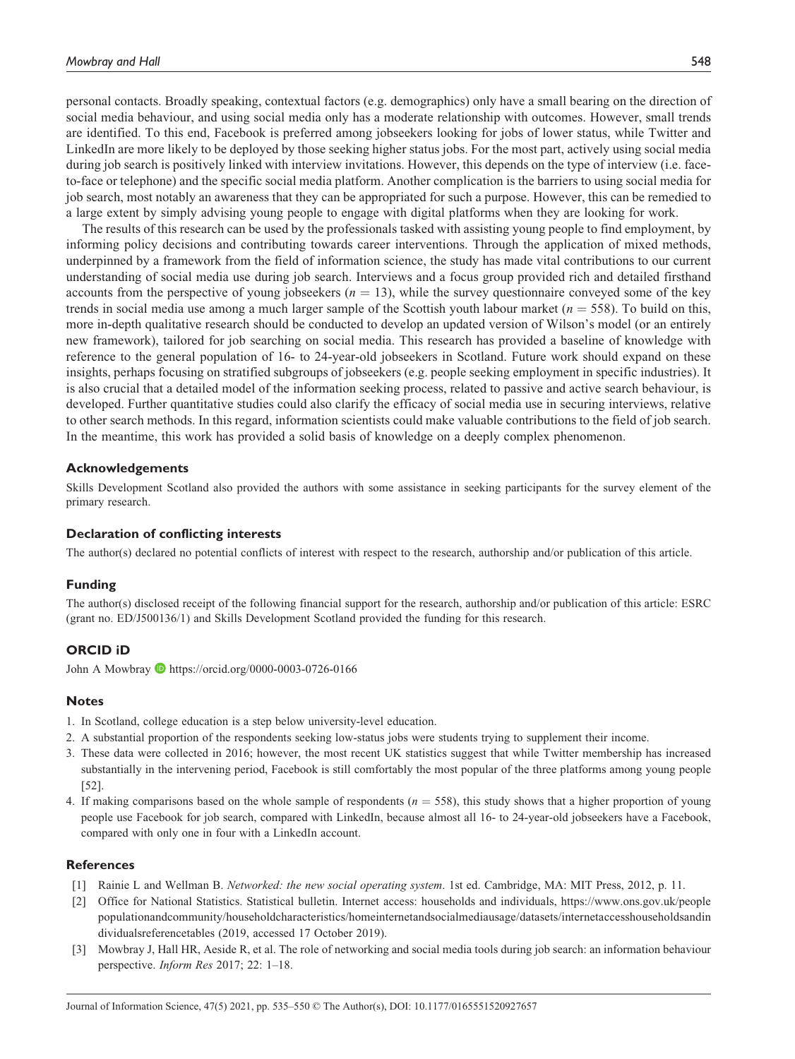personal contacts. Broadly speaking, contextual factors (e.g. demographics) only have a small bearing on the direction of social media behaviour, and using social media only has a moderate relationship with outcomes. However, small trends are identified. To this end, Facebook is preferred among jobseekers looking for jobs of lower status, while Twitter and LinkedIn are more likely to be deployed by those seeking higher status jobs. For the most part, actively using social media during job search is positively linked with interview invitations. However, this depends on the type of interview (i.e. face-to-face or telephone) and the specific social media platform. Another complication is the barriers to using social media for job search, most notably an awareness that they can be appropriated for such a purpose. However, this can be remedied to a large extent by simply advising young people to engage with digital platforms when they are looking for work.

The results of this research can be used by the professionals tasked with assisting young people to find employment, by informing policy decisions and contributing towards career interventions. Through the application of mixed methods, underpinned by a framework from the field of information science, the study has made vital contributions to our current understanding of social media use during job search. Interviews and a focus group provided rich and detailed firsthand accounts from the perspective of young jobseekers ($n = 13$), while the survey questionnaire conveyed some of the key trends in social media use among a much larger sample of the Scottish youth labour market ($n = 558$). To build on this, more in-depth qualitative research should be conducted to develop an updated version of Wilson's model (or an entirely new framework), tailored for job searching on social media. This research has provided a baseline of knowledge with reference to the general population of 16- to 24-year-old jobseekers in Scotland. Future work should expand on these insights, perhaps focusing on stratified subgroups of jobseekers (e.g. people seeking employment in specific industries). It is also crucial that a detailed model of the information seeking process, related to passive and active search behaviour, is developed. Further quantitative studies could also clarify the efficacy of social media use in securing interviews, relative to other search methods. In this regard, information scientists could make valuable contributions to the field of job search. In the meantime, this work has provided a solid basis of knowledge on a deeply complex phenomenon.

## Acknowledgements

Skills Development Scotland also provided the authors with some assistance in seeking participants for the survey element of the primary research.

## Declaration of conflicting interests

The author(s) declared no potential conflicts of interest with respect to the research, authorship and/or publication of this article.

## Funding

The author(s) disclosed receipt of the following financial support for the research, authorship and/or publication of this article: ESRC (grant no. ED/J500136/1) and Skills Development Scotland provided the funding for this research.

## ORCID iD

John A Mowbray https://orcid.org/0000-0003-0726-0166

## Notes

1. In Scotland, college education is a step below university-level education.
2. A substantial proportion of the respondents seeking low-status jobs were students trying to supplement their income.
3. These data were collected in 2016; however, the most recent UK statistics suggest that while Twitter membership has increased substantially in the intervening period, Facebook is still comfortably the most popular of the three platforms among young people [52].
4. If making comparisons based on the whole sample of respondents ($n = 558$), this study shows that a higher proportion of young people use Facebook for job search, compared with LinkedIn, because almost all 16- to 24-year-old jobseekers have a Facebook, compared with only one in four with a LinkedIn account.

## References

[1] Rainie L and Wellman B. *Networked: the new social operating system*. 1st ed. Cambridge, MA: MIT Press, 2012, p. 11.

[2] Office for National Statistics. Statistical bulletin. Internet access: households and individuals, https://www.ons.gov.uk/peoplepopulationandcommunity/householdcharacteristics/homeinternetandsocialmediausage/datasets/internetaccesshouseholdsandindividualsreferencetables (2019, accessed 17 October 2019).

[3] Mowbray J, Hall HR, Aeside R, et al. The role of networking and social media tools during job search: an information behaviour perspective. *Inform Res* 2017; 22: 1–18.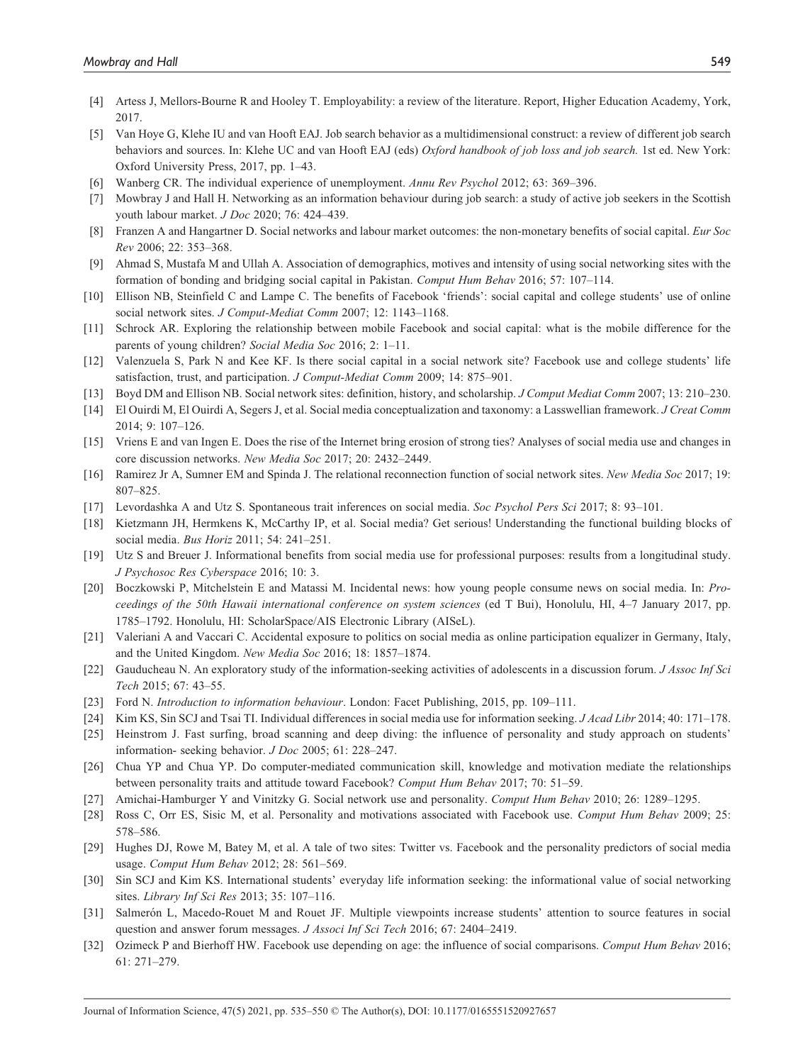[4] Artess J, Mellors-Bourne R and Hooley T. Employability: a review of the literature. Report, Higher Education Academy, York, 2017.

[5] Van Hoye G, Klehe IU and van Hooft EAJ. Job search behavior as a multidimensional construct: a review of different job search behaviors and sources. In: Klehe UC and van Hooft EAJ (eds) *Oxford handbook of job loss and job search.* 1st ed. New York: Oxford University Press, 2017, pp. 1–43.

[6] Wanberg CR. The individual experience of unemployment. *Annu Rev Psychol* 2012; 63: 369–396.

[7] Mowbray J and Hall H. Networking as an information behaviour during job search: a study of active job seekers in the Scottish youth labour market. *J Doc* 2020; 76: 424–439.

[8] Franzen A and Hangartner D. Social networks and labour market outcomes: the non-monetary benefits of social capital. *Eur Soc Rev* 2006; 22: 353–368.

[9] Ahmad S, Mustafa M and Ullah A. Association of demographics, motives and intensity of using social networking sites with the formation of bonding and bridging social capital in Pakistan. *Comput Hum Behav* 2016; 57: 107–114.

[10] Ellison NB, Steinfield C and Lampe C. The benefits of Facebook 'friends': social capital and college students' use of online social network sites. *J Comput-Mediat Comm* 2007; 12: 1143–1168.

[11] Schrock AR. Exploring the relationship between mobile Facebook and social capital: what is the mobile difference for the parents of young children? *Social Media Soc* 2016; 2: 1–11.

[12] Valenzuela S, Park N and Kee KF. Is there social capital in a social network site? Facebook use and college students' life satisfaction, trust, and participation. *J Comput-Mediat Comm* 2009; 14: 875–901.

[13] Boyd DM and Ellison NB. Social network sites: definition, history, and scholarship. *J Comput Mediat Comm* 2007; 13: 210–230.

[14] El Ouirdi M, El Ouirdi A, Segers J, et al. Social media conceptualization and taxonomy: a Lasswellian framework. *J Creat Comm* 2014; 9: 107–126.

[15] Vriens E and van Ingen E. Does the rise of the Internet bring erosion of strong ties? Analyses of social media use and changes in core discussion networks. *New Media Soc* 2017; 20: 2432–2449.

[16] Ramirez Jr A, Sumner EM and Spinda J. The relational reconnection function of social network sites. *New Media Soc* 2017; 19: 807–825.

[17] Levordashka A and Utz S. Spontaneous trait inferences on social media. *Soc Psychol Pers Sci* 2017; 8: 93–101.

[18] Kietzmann JH, Hermkens K, McCarthy IP, et al. Social media? Get serious! Understanding the functional building blocks of social media. *Bus Horiz* 2011; 54: 241–251.

[19] Utz S and Breuer J. Informational benefits from social media use for professional purposes: results from a longitudinal study. *J Psychosoc Res Cyberspace* 2016; 10: 3.

[20] Boczkowski P, Mitchelstein E and Matassi M. Incidental news: how young people consume news on social media. In: *Proceedings of the 50th Hawaii international conference on system sciences* (ed T Bui), Honolulu, HI, 4–7 January 2017, pp. 1785–1792. Honolulu, HI: ScholarSpace/AIS Electronic Library (AISeL).

[21] Valeriani A and Vaccari C. Accidental exposure to politics on social media as online participation equalizer in Germany, Italy, and the United Kingdom. *New Media Soc* 2016; 18: 1857–1874.

[22] Gauducheau N. An exploratory study of the information-seeking activities of adolescents in a discussion forum. *J Assoc Inf Sci Tech* 2015; 67: 43–55.

[23] Ford N. *Introduction to information behaviour*. London: Facet Publishing, 2015, pp. 109–111.

[24] Kim KS, Sin SCJ and Tsai TI. Individual differences in social media use for information seeking. *J Acad Libr* 2014; 40: 171–178.

[25] Heinstrom J. Fast surfing, broad scanning and deep diving: the influence of personality and study approach on students' information- seeking behavior. *J Doc* 2005; 61: 228–247.

[26] Chua YP and Chua YP. Do computer-mediated communication skill, knowledge and motivation mediate the relationships between personality traits and attitude toward Facebook? *Comput Hum Behav* 2017; 70: 51–59.

[27] Amichai-Hamburger Y and Vinitzky G. Social network use and personality. *Comput Hum Behav* 2010; 26: 1289–1295.

[28] Ross C, Orr ES, Sisic M, et al. Personality and motivations associated with Facebook use. *Comput Hum Behav* 2009; 25: 578–586.

[29] Hughes DJ, Rowe M, Batey M, et al. A tale of two sites: Twitter vs. Facebook and the personality predictors of social media usage. *Comput Hum Behav* 2012; 28: 561–569.

[30] Sin SCJ and Kim KS. International students' everyday life information seeking: the informational value of social networking sites. *Library Inf Sci Res* 2013; 35: 107–116.

[31] Salmerón L, Macedo-Rouet M and Rouet JF. Multiple viewpoints increase students' attention to source features in social question and answer forum messages. *J Associ Inf Sci Tech* 2016; 67: 2404–2419.

[32] Ozimeck P and Bierhoff HW. Facebook use depending on age: the influence of social comparisons. *Comput Hum Behav* 2016; 61: 271–279.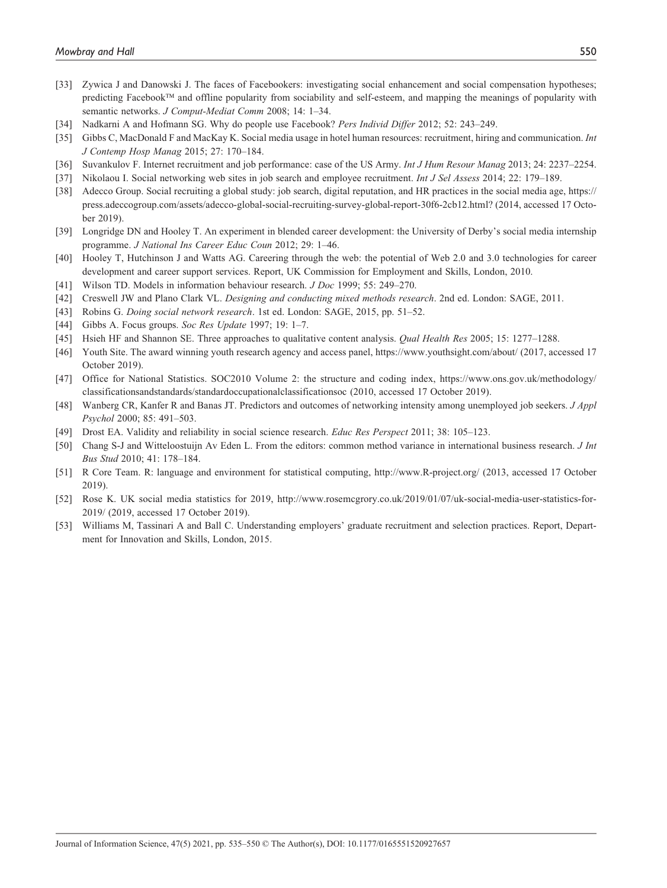[33] Zywica J and Danowski J. The faces of Facebookers: investigating social enhancement and social compensation hypotheses; predicting Facebook™ and offline popularity from sociability and self-esteem, and mapping the meanings of popularity with semantic networks. *J Comput-Mediat Comm* 2008; 14: 1–34.

[34] Nadkarni A and Hofmann SG. Why do people use Facebook? *Pers Individ Differ* 2012; 52: 243–249.

[35] Gibbs C, MacDonald F and MacKay K. Social media usage in hotel human resources: recruitment, hiring and communication. *Int J Contemp Hosp Manag* 2015; 27: 170–184.

[36] Suvankulov F. Internet recruitment and job performance: case of the US Army. *Int J Hum Resour Manag* 2013; 24: 2237–2254.

[37] Nikolaou I. Social networking web sites in job search and employee recruitment. *Int J Sel Assess* 2014; 22: 179–189.

[38] Adecco Group. Social recruiting a global study: job search, digital reputation, and HR practices in the social media age, https://press.adeccogroup.com/assets/adecco-global-social-recruiting-survey-global-report-30f6-2cb12.html? (2014, accessed 17 October 2019).

[39] Longridge DN and Hooley T. An experiment in blended career development: the University of Derby's social media internship programme. *J National Ins Career Educ Coun* 2012; 29: 1–46.

[40] Hooley T, Hutchinson J and Watts AG. Careering through the web: the potential of Web 2.0 and 3.0 technologies for career development and career support services. Report, UK Commission for Employment and Skills, London, 2010.

[41] Wilson TD. Models in information behaviour research. *J Doc* 1999; 55: 249–270.

[42] Creswell JW and Plano Clark VL. *Designing and conducting mixed methods research*. 2nd ed. London: SAGE, 2011.

[43] Robins G. *Doing social network research*. 1st ed. London: SAGE, 2015, pp. 51–52.

[44] Gibbs A. Focus groups. *Soc Res Update* 1997; 19: 1–7.

[45] Hsieh HF and Shannon SE. Three approaches to qualitative content analysis. *Qual Health Res* 2005; 15: 1277–1288.

[46] Youth Site. The award winning youth research agency and access panel, https://www.youthsight.com/about/ (2017, accessed 17 October 2019).

[47] Office for National Statistics. SOC2010 Volume 2: the structure and coding index, https://www.ons.gov.uk/methodology/classificationsandstandards/standardoccupationalclassificationsoc (2010, accessed 17 October 2019).

[48] Wanberg CR, Kanfer R and Banas JT. Predictors and outcomes of networking intensity among unemployed job seekers. *J Appl Psychol* 2000; 85: 491–503.

[49] Drost EA. Validity and reliability in social science research. *Educ Res Perspect* 2011; 38: 105–123.

[50] Chang S-J and Witteloostuijn Av Eden L. From the editors: common method variance in international business research. *J Int Bus Stud* 2010; 41: 178–184.

[51] R Core Team. R: language and environment for statistical computing, http://www.R-project.org/ (2013, accessed 17 October 2019).

[52] Rose K. UK social media statistics for 2019, http://www.rosemcgrory.co.uk/2019/01/07/uk-social-media-user-statistics-for-2019/ (2019, accessed 17 October 2019).

[53] Williams M, Tassinari A and Ball C. Understanding employers' graduate recruitment and selection practices. Report, Department for Innovation and Skills, London, 2015.